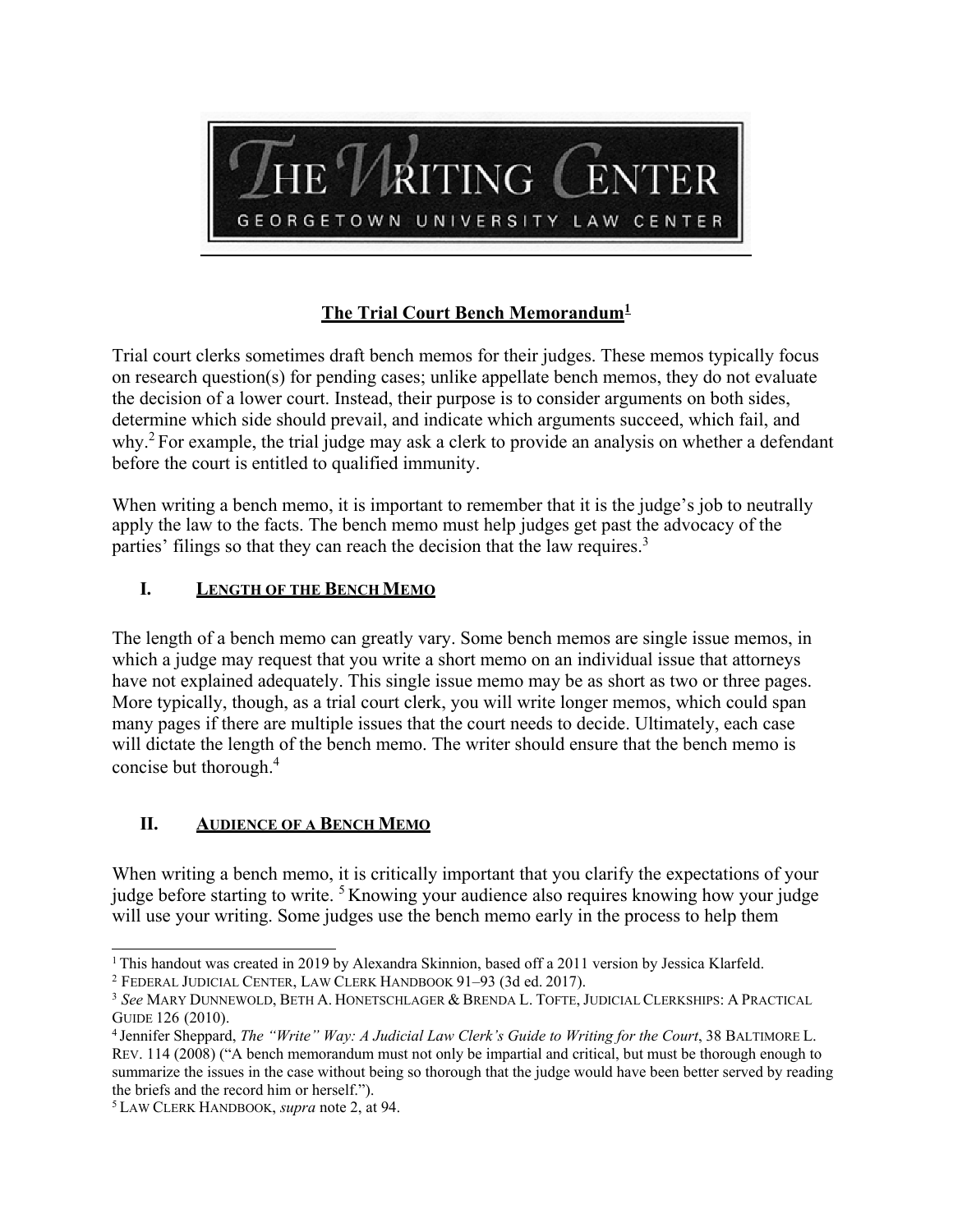# THE WRITING CENTER

GEORGETOWN UNIVERSITY LAW CENTER

## The Trial Court Bench Memorandum[1]

Trial court clerks sometimes draft bench memos for their judges. These memos typically focus on research question(s) for pending cases; unlike appellate bench memos, they do not evaluate the decision of a lower court. Instead, their purpose is to consider arguments on both sides, determine which side should prevail, and indicate which arguments succeed, which fail, and why.[2] For example, the trial judge may ask a clerk to provide an analysis on whether a defendant before the court is entitled to qualified immunity.

When writing a bench memo, it is important to remember that it is the judge's job to neutrally apply the law to the facts. The bench memo must help judges get past the advocacy of the parties' filings so that they can reach the decision that the law requires.[3]

### I. LENGTH OF THE BENCH MEMO

The length of a bench memo can greatly vary. Some bench memos are single issue memos, in which a judge may request that you write a short memo on an individual issue that attorneys have not explained adequately. This single issue memo may be as short as two or three pages. More typically, though, as a trial court clerk, you will write longer memos, which could span many pages if there are multiple issues that the court needs to decide. Ultimately, each case will dictate the length of the bench memo. The writer should ensure that the bench memo is concise but thorough.[4]

### II. AUDIENCE OF A BENCH MEMO

When writing a bench memo, it is critically important that you clarify the expectations of your judge before starting to write.[5] Knowing your audience also requires knowing how your judge will use your writing. Some judges use the bench memo early in the process to help them

---

[1] This handout was created in 2019 by Alexandra Skinnion, based off a 2011 version by Jessica Klarfeld.

[2] FEDERAL JUDICIAL CENTER, LAW CLERK HANDBOOK 91–93 (3d ed. 2017).

[3] *See* MARY DUNNEWOLD, BETH A. HONETSCHLAGER & BRENDA L. TOFTE, JUDICIAL CLERKSHIPS: A PRACTICAL GUIDE 126 (2010).

[4] Jennifer Sheppard, *The "Write" Way: A Judicial Law Clerk's Guide to Writing for the Court*, 38 BALTIMORE L. REV. 114 (2008) ("A bench memorandum must not only be impartial and critical, but must be thorough enough to summarize the issues in the case without being so thorough that the judge would have been better served by reading the briefs and the record him or herself.").

[5] LAW CLERK HANDBOOK, *supra* note 2, at 94.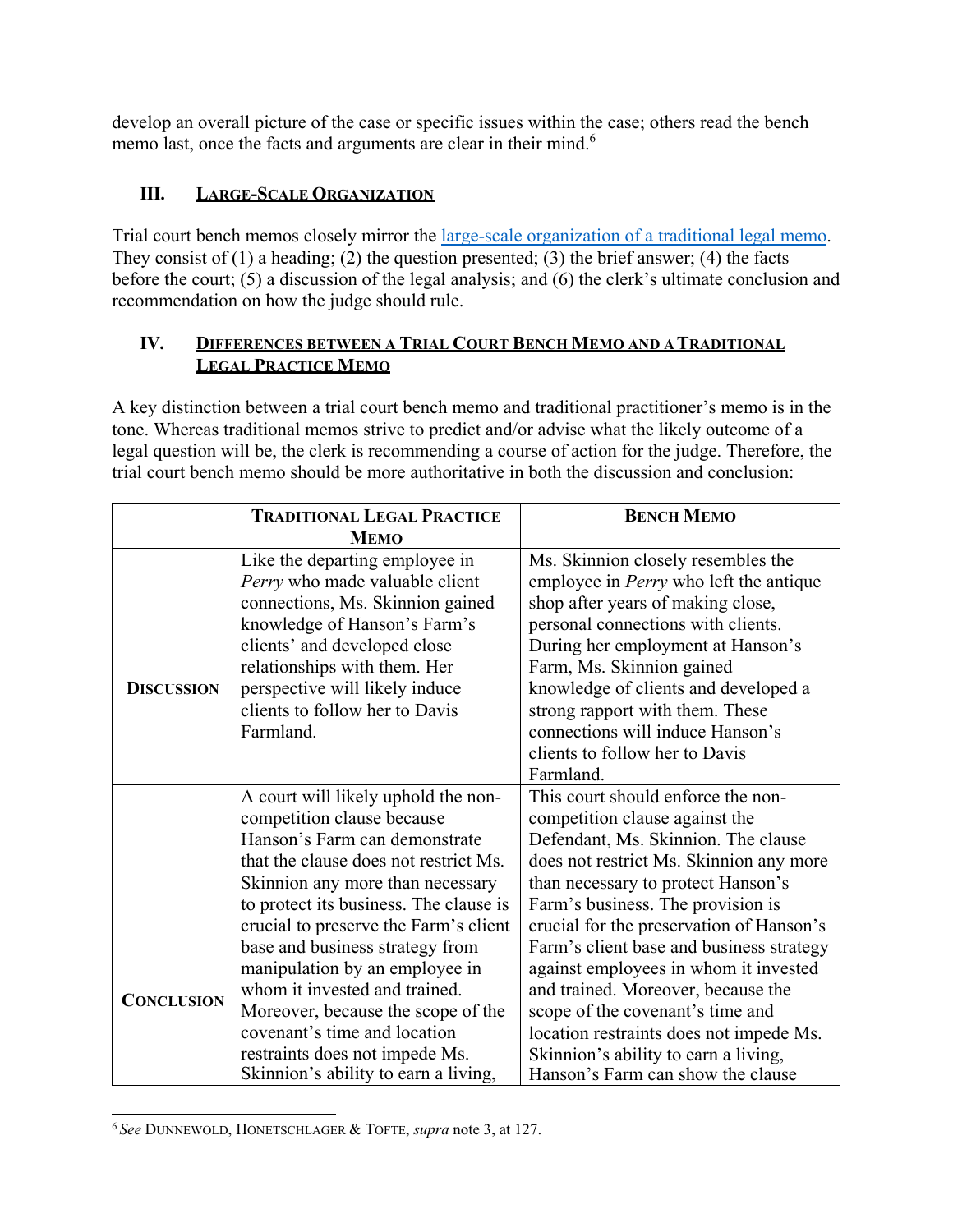develop an overall picture of the case or specific issues within the case; others read the bench memo last, once the facts and arguments are clear in their mind.[6]

## III. LARGE-SCALE ORGANIZATION

Trial court bench memos closely mirror the [large-scale organization of a traditional legal memo](). They consist of (1) a heading; (2) the question presented; (3) the brief answer; (4) the facts before the court; (5) a discussion of the legal analysis; and (6) the clerk's ultimate conclusion and recommendation on how the judge should rule.

## IV. DIFFERENCES BETWEEN A TRIAL COURT BENCH MEMO AND A TRADITIONAL LEGAL PRACTICE MEMO

A key distinction between a trial court bench memo and traditional practitioner's memo is in the tone. Whereas traditional memos strive to predict and/or advise what the likely outcome of a legal question will be, the clerk is recommending a course of action for the judge. Therefore, the trial court bench memo should be more authoritative in both the discussion and conclusion:

| | **TRADITIONAL LEGAL PRACTICE MEMO** | **BENCH MEMO** |
|---|---|---|
| **DISCUSSION** | Like the departing employee in *Perry* who made valuable client connections, Ms. Skinnion gained knowledge of Hanson's Farm's clients' and developed close relationships with them. Her perspective will likely induce clients to follow her to Davis Farmland. | Ms. Skinnion closely resembles the employee in *Perry* who left the antique shop after years of making close, personal connections with clients. During her employment at Hanson's Farm, Ms. Skinnion gained knowledge of clients and developed a strong rapport with them. These connections will induce Hanson's clients to follow her to Davis Farmland. |
| **CONCLUSION** | A court will likely uphold the non-competition clause because Hanson's Farm can demonstrate that the clause does not restrict Ms. Skinnion any more than necessary to protect its business. The clause is crucial to preserve the Farm's client base and business strategy from manipulation by an employee in whom it invested and trained. Moreover, because the scope of the covenant's time and location restraints does not impede Ms. Skinnion's ability to earn a living, | This court should enforce the non-competition clause against the Defendant, Ms. Skinnion. The clause does not restrict Ms. Skinnion any more than necessary to protect Hanson's Farm's business. The provision is crucial for the preservation of Hanson's Farm's client base and business strategy against employees in whom it invested and trained. Moreover, because the scope of the covenant's time and location restraints does not impede Ms. Skinnion's ability to earn a living, Hanson's Farm can show the clause |

[6] *See* DUNNEWOLD, HONETSCHLAGER & TOFTE, *supra* note 3, at 127.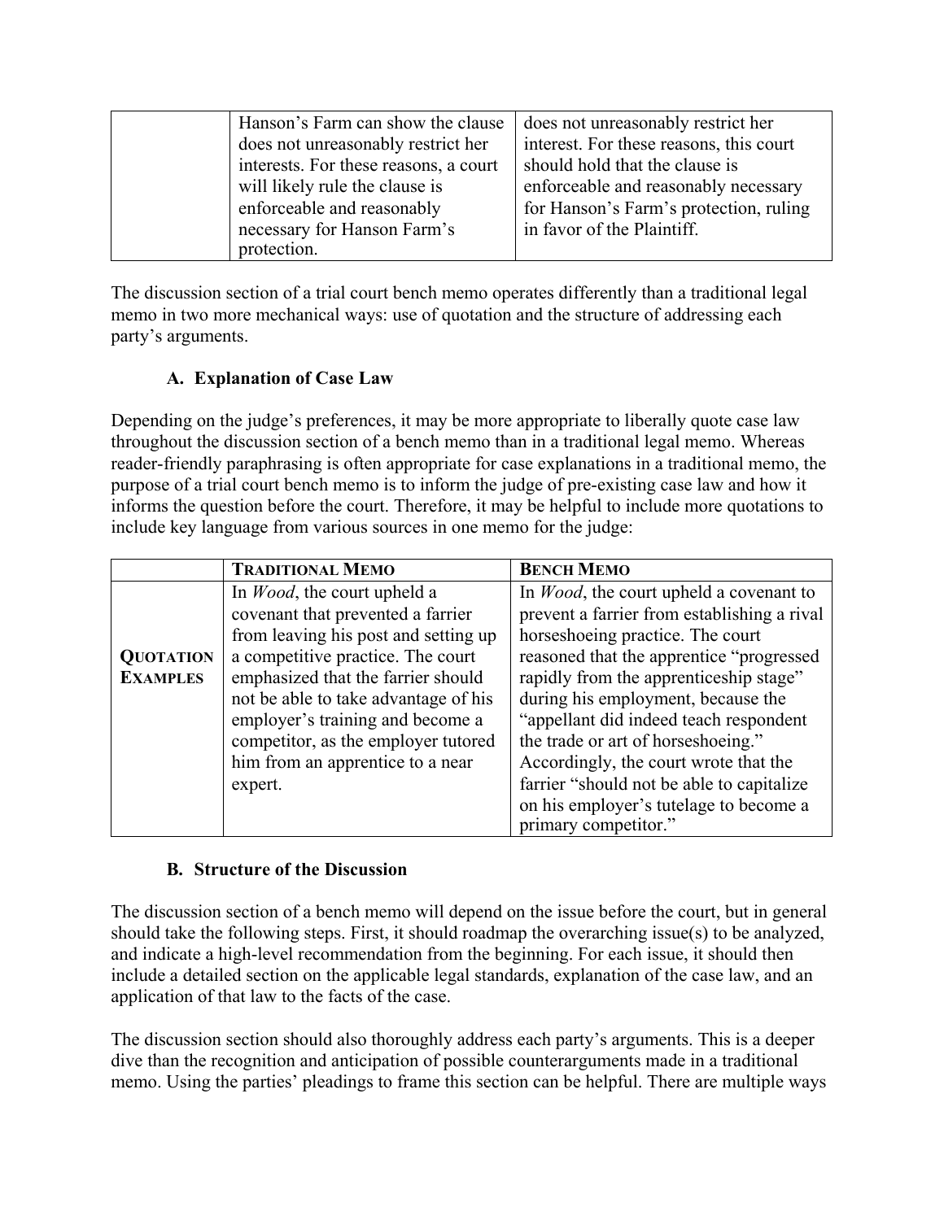| | | |
|---|---|---|
| | Hanson's Farm can show the clause does not unreasonably restrict her interests. For these reasons, a court will likely rule the clause is enforceable and reasonably necessary for Hanson Farm's protection. | does not unreasonably restrict her interest. For these reasons, this court should hold that the clause is enforceable and reasonably necessary for Hanson's Farm's protection, ruling in favor of the Plaintiff. |

The discussion section of a trial court bench memo operates differently than a traditional legal memo in two more mechanical ways: use of quotation and the structure of addressing each party's arguments.

### A. Explanation of Case Law

Depending on the judge's preferences, it may be more appropriate to liberally quote case law throughout the discussion section of a bench memo than in a traditional legal memo. Whereas reader-friendly paraphrasing is often appropriate for case explanations in a traditional memo, the purpose of a trial court bench memo is to inform the judge of pre-existing case law and how it informs the question before the court. Therefore, it may be helpful to include more quotations to include key language from various sources in one memo for the judge:

| | **Traditional Memo** | **Bench Memo** |
|---|---|---|
| **Quotation Examples** | In *Wood*, the court upheld a covenant that prevented a farrier from leaving his post and setting up a competitive practice. The court emphasized that the farrier should not be able to take advantage of his employer's training and become a competitor, as the employer tutored him from an apprentice to a near expert. | In *Wood*, the court upheld a covenant to prevent a farrier from establishing a rival horseshoeing practice. The court reasoned that the apprentice "progressed rapidly from the apprenticeship stage" during his employment, because the "appellant did indeed teach respondent the trade or art of horseshoeing." Accordingly, the court wrote that the farrier "should not be able to capitalize on his employer's tutelage to become a primary competitor." |

### B. Structure of the Discussion

The discussion section of a bench memo will depend on the issue before the court, but in general should take the following steps. First, it should roadmap the overarching issue(s) to be analyzed, and indicate a high-level recommendation from the beginning. For each issue, it should then include a detailed section on the applicable legal standards, explanation of the case law, and an application of that law to the facts of the case.

The discussion section should also thoroughly address each party's arguments. This is a deeper dive than the recognition and anticipation of possible counterarguments made in a traditional memo. Using the parties' pleadings to frame this section can be helpful. There are multiple ways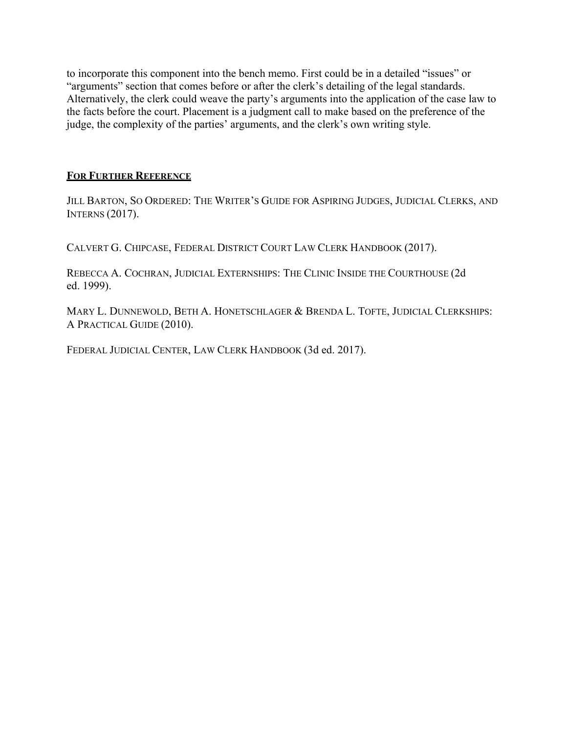to incorporate this component into the bench memo. First could be in a detailed "issues" or "arguments" section that comes before or after the clerk's detailing of the legal standards. Alternatively, the clerk could weave the party's arguments into the application of the case law to the facts before the court. Placement is a judgment call to make based on the preference of the judge, the complexity of the parties' arguments, and the clerk's own writing style.

## For Further Reference

JILL BARTON, SO ORDERED: THE WRITER'S GUIDE FOR ASPIRING JUDGES, JUDICIAL CLERKS, AND INTERNS (2017).

CALVERT G. CHIPCASE, FEDERAL DISTRICT COURT LAW CLERK HANDBOOK (2017).

REBECCA A. COCHRAN, JUDICIAL EXTERNSHIPS: THE CLINIC INSIDE THE COURTHOUSE (2d ed. 1999).

MARY L. DUNNEWOLD, BETH A. HONETSCHLAGER & BRENDA L. TOFTE, JUDICIAL CLERKSHIPS: A PRACTICAL GUIDE (2010).

FEDERAL JUDICIAL CENTER, LAW CLERK HANDBOOK (3d ed. 2017).